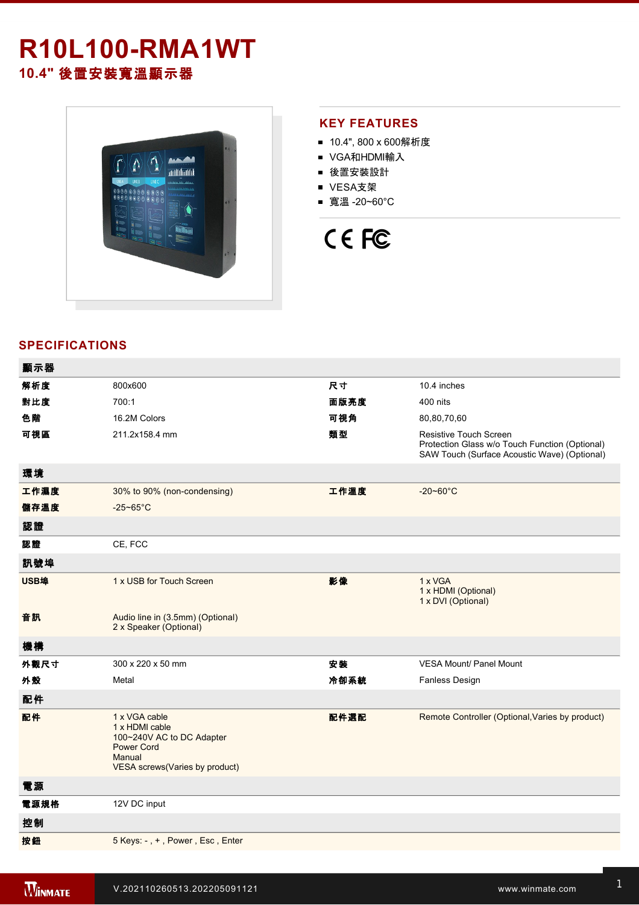# R10L100-RMA1WT

## 10.4" 後置安裝寬溫顯示器

## KEY FEATURES

- 10.4", 800 x 600解析度
- VGA和HDMI輸入
- 後置安裝設計
- VESA支架
- 寬溫 -20~60°C

## SPECIFICATIONS

| 顯示器 | | | |
|---|---|---|---|
| 解析度 | 800x600 | 尺寸 | 10.4 inches |
| 對比度 | 700:1 | 面版亮度 | 400 nits |
| 色階 | 16.2M Colors | 可視角 | 80,80,70,60 |
| 可視區 | 211.2x158.4 mm | 類型 | Resistive Touch Screen<br>Protection Glass w/o Touch Function (Optional)<br>SAW Touch (Surface Acoustic Wave) (Optional) |
| **環境** | | | |
| 工作濕度 | 30% to 90% (non-condensing) | 工作溫度 | -20~60°C |
| 儲存溫度 | -25~65°C | | |
| **認證** | | | |
| 認證 | CE, FCC | | |
| **訊號埠** | | | |
| USB埠 | 1 x USB for Touch Screen | 影像 | 1 x VGA<br>1 x HDMI (Optional)<br>1 x DVI (Optional) |
| 音訊 | Audio line in (3.5mm) (Optional)<br>2 x Speaker (Optional) | | |
| **機構** | | | |
| 外觀尺寸 | 300 x 220 x 50 mm | 安裝 | VESA Mount/ Panel Mount |
| 外殼 | Metal | 冷卻系統 | Fanless Design |
| **配件** | | | |
| 配件 | 1 x VGA cable<br>1 x HDMI cable<br>100~240V AC to DC Adapter<br>Power Cord<br>Manual<br>VESA screws(Varies by product) | 配件選配 | Remote Controller (Optional,Varies by product) |
| **電源** | | | |
| 電源規格 | 12V DC input | | |
| **控制** | | | |
| 按鈕 | 5 Keys: - , + , Power , Esc , Enter | | |

V.202110260513.202205091121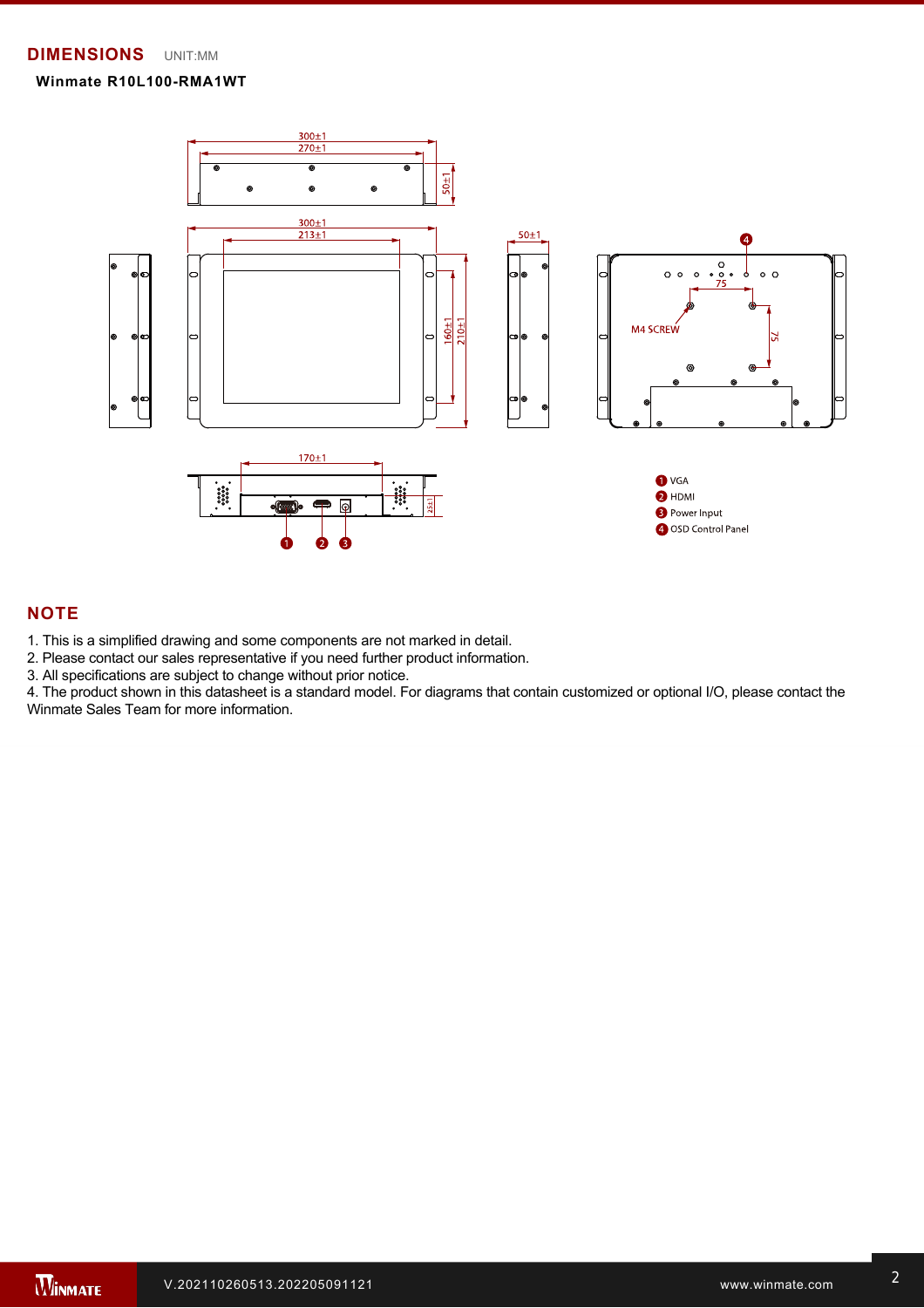## DIMENSIONS UNIT:MM

**Winmate R10L100-RMA1WT**

300±1
270±1
50±1
300±1
213±1
50±1
160±1
210±1
75
M4 SCREW
75
170±1
25±1

1 VGA
2 HDMI
3 Power Input
4 OSD Control Panel

## NOTE

1. This is a simplified drawing and some components are not marked in detail.
2. Please contact our sales representative if you need further product information.
3. All specifications are subject to change without prior notice.
4. The product shown in this datasheet is a standard model. For diagrams that contain customized or optional I/O, please contact the Winmate Sales Team for more information.